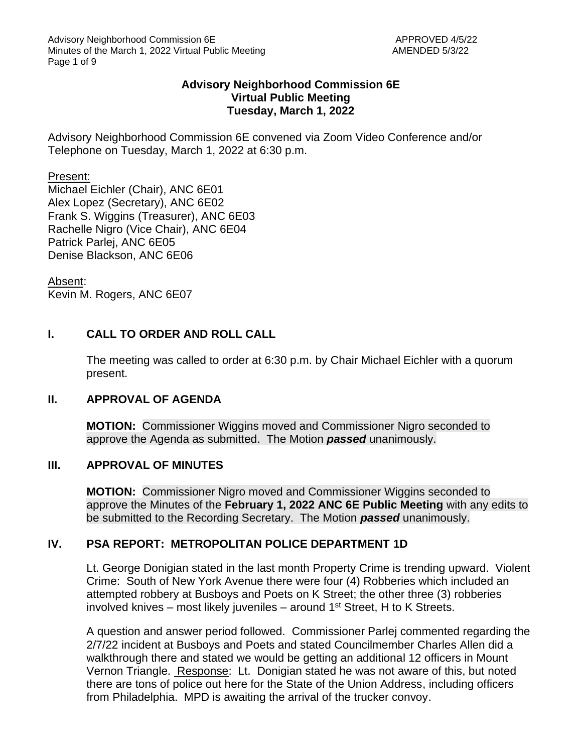**Advisory Neighborhood Commission 6E**
**Virtual Public Meeting**
**Tuesday, March 1, 2022**

Advisory Neighborhood Commission 6E convened via Zoom Video Conference and/or Telephone on Tuesday, March 1, 2022 at 6:30 p.m.

Present:
Michael Eichler (Chair), ANC 6E01
Alex Lopez (Secretary), ANC 6E02
Frank S. Wiggins (Treasurer), ANC 6E03
Rachelle Nigro (Vice Chair), ANC 6E04
Patrick Parlej, ANC 6E05
Denise Blackson, ANC 6E06

Absent:
Kevin M. Rogers, ANC 6E07

## I. CALL TO ORDER AND ROLL CALL

The meeting was called to order at 6:30 p.m. by Chair Michael Eichler with a quorum present.

## II. APPROVAL OF AGENDA

**MOTION:** Commissioner Wiggins moved and Commissioner Nigro seconded to approve the Agenda as submitted. The Motion ***passed*** unanimously.

## III. APPROVAL OF MINUTES

**MOTION:** Commissioner Nigro moved and Commissioner Wiggins seconded to approve the Minutes of the **February 1, 2022 ANC 6E Public Meeting** with any edits to be submitted to the Recording Secretary. The Motion ***passed*** unanimously.

## IV. PSA REPORT: METROPOLITAN POLICE DEPARTMENT 1D

Lt. George Donigian stated in the last month Property Crime is trending upward. Violent Crime: South of New York Avenue there were four (4) Robberies which included an attempted robbery at Busboys and Poets on K Street; the other three (3) robberies involved knives – most likely juveniles – around 1st Street, H to K Streets.

A question and answer period followed. Commissioner Parlej commented regarding the 2/7/22 incident at Busboys and Poets and stated Councilmember Charles Allen did a walkthrough there and stated we would be getting an additional 12 officers in Mount Vernon Triangle. Response: Lt. Donigian stated he was not aware of this, but noted there are tons of police out here for the State of the Union Address, including officers from Philadelphia. MPD is awaiting the arrival of the trucker convoy.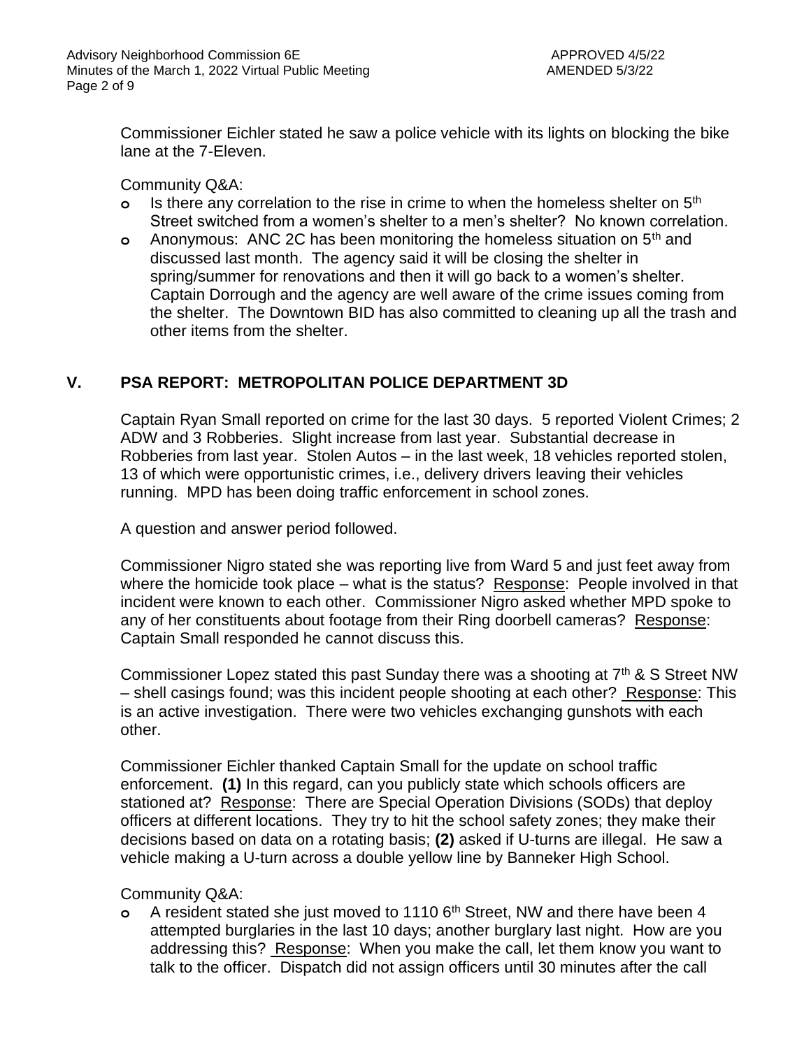Commissioner Eichler stated he saw a police vehicle with its lights on blocking the bike lane at the 7-Eleven.

Community Q&A:

- Is there any correlation to the rise in crime to when the homeless shelter on 5th Street switched from a women's shelter to a men's shelter? No known correlation.
- Anonymous: ANC 2C has been monitoring the homeless situation on 5th and discussed last month. The agency said it will be closing the shelter in spring/summer for renovations and then it will go back to a women's shelter. Captain Dorrough and the agency are well aware of the crime issues coming from the shelter. The Downtown BID has also committed to cleaning up all the trash and other items from the shelter.

## V. PSA REPORT: METROPOLITAN POLICE DEPARTMENT 3D

Captain Ryan Small reported on crime for the last 30 days. 5 reported Violent Crimes; 2 ADW and 3 Robberies. Slight increase from last year. Substantial decrease in Robberies from last year. Stolen Autos – in the last week, 18 vehicles reported stolen, 13 of which were opportunistic crimes, i.e., delivery drivers leaving their vehicles running. MPD has been doing traffic enforcement in school zones.

A question and answer period followed.

Commissioner Nigro stated she was reporting live from Ward 5 and just feet away from where the homicide took place – what is the status? Response: People involved in that incident were known to each other. Commissioner Nigro asked whether MPD spoke to any of her constituents about footage from their Ring doorbell cameras? Response: Captain Small responded he cannot discuss this.

Commissioner Lopez stated this past Sunday there was a shooting at 7th & S Street NW – shell casings found; was this incident people shooting at each other? Response: This is an active investigation. There were two vehicles exchanging gunshots with each other.

Commissioner Eichler thanked Captain Small for the update on school traffic enforcement. **(1)** In this regard, can you publicly state which schools officers are stationed at? Response: There are Special Operation Divisions (SODs) that deploy officers at different locations. They try to hit the school safety zones; they make their decisions based on data on a rotating basis; **(2)** asked if U-turns are illegal. He saw a vehicle making a U-turn across a double yellow line by Banneker High School.

Community Q&A:

- A resident stated she just moved to 1110 6th Street, NW and there have been 4 attempted burglaries in the last 10 days; another burglary last night. How are you addressing this? Response: When you make the call, let them know you want to talk to the officer. Dispatch did not assign officers until 30 minutes after the call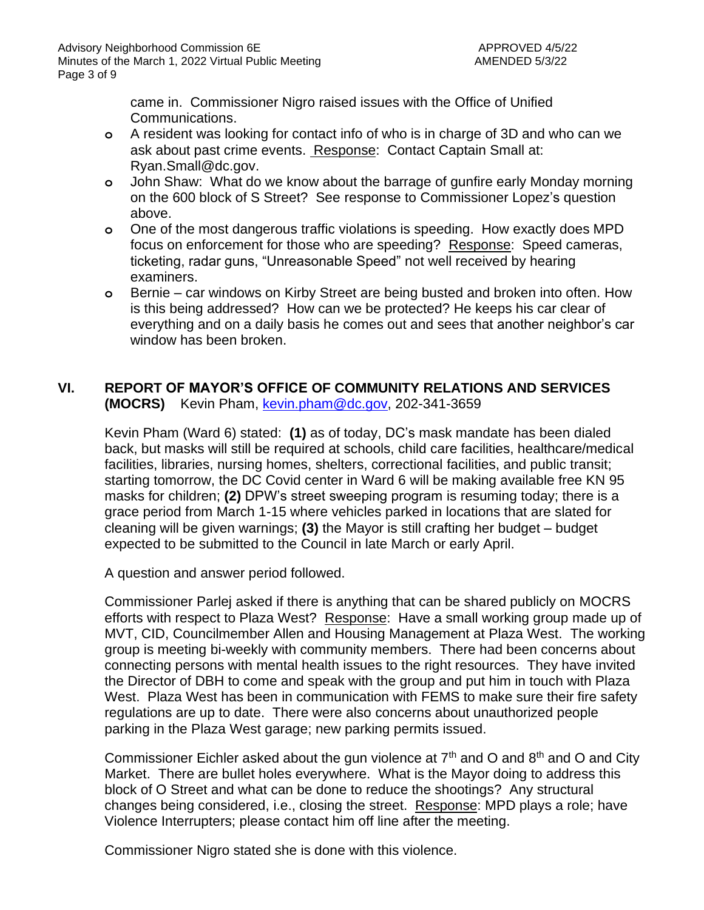came in. Commissioner Nigro raised issues with the Office of Unified Communications.

- A resident was looking for contact info of who is in charge of 3D and who can we ask about past crime events. Response: Contact Captain Small at: Ryan.Small@dc.gov.
- John Shaw: What do we know about the barrage of gunfire early Monday morning on the 600 block of S Street? See response to Commissioner Lopez's question above.
- One of the most dangerous traffic violations is speeding. How exactly does MPD focus on enforcement for those who are speeding? Response: Speed cameras, ticketing, radar guns, "Unreasonable Speed" not well received by hearing examiners.
- Bernie – car windows on Kirby Street are being busted and broken into often. How is this being addressed? How can we be protected? He keeps his car clear of everything and on a daily basis he comes out and sees that another neighbor's car window has been broken.

## VI. REPORT OF MAYOR'S OFFICE OF COMMUNITY RELATIONS AND SERVICES (MOCRS) Kevin Pham, kevin.pham@dc.gov, 202-341-3659

Kevin Pham (Ward 6) stated: **(1)** as of today, DC's mask mandate has been dialed back, but masks will still be required at schools, child care facilities, healthcare/medical facilities, libraries, nursing homes, shelters, correctional facilities, and public transit; starting tomorrow, the DC Covid center in Ward 6 will be making available free KN 95 masks for children; **(2)** DPW's street sweeping program is resuming today; there is a grace period from March 1-15 where vehicles parked in locations that are slated for cleaning will be given warnings; **(3)** the Mayor is still crafting her budget – budget expected to be submitted to the Council in late March or early April.

A question and answer period followed.

Commissioner Parlej asked if there is anything that can be shared publicly on MOCRS efforts with respect to Plaza West? Response: Have a small working group made up of MVT, CID, Councilmember Allen and Housing Management at Plaza West. The working group is meeting bi-weekly with community members. There had been concerns about connecting persons with mental health issues to the right resources. They have invited the Director of DBH to come and speak with the group and put him in touch with Plaza West. Plaza West has been in communication with FEMS to make sure their fire safety regulations are up to date. There were also concerns about unauthorized people parking in the Plaza West garage; new parking permits issued.

Commissioner Eichler asked about the gun violence at 7th and O and 8th and O and City Market. There are bullet holes everywhere. What is the Mayor doing to address this block of O Street and what can be done to reduce the shootings? Any structural changes being considered, i.e., closing the street. Response: MPD plays a role; have Violence Interrupters; please contact him off line after the meeting.

Commissioner Nigro stated she is done with this violence.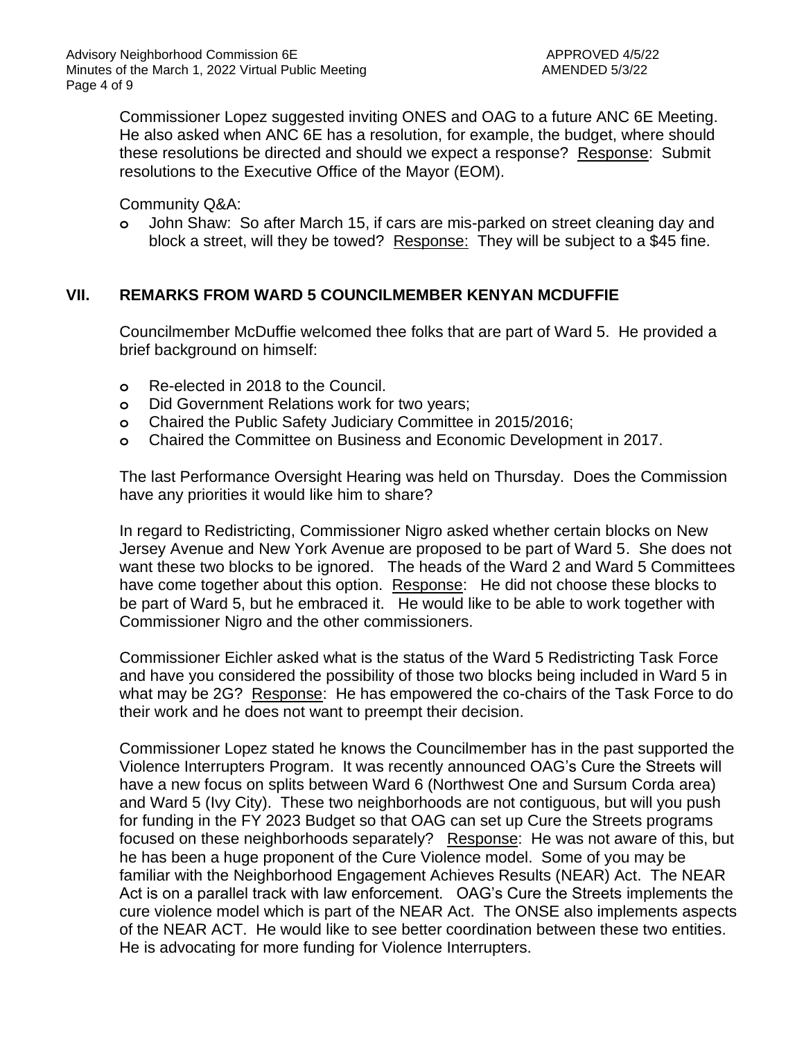Commissioner Lopez suggested inviting ONES and OAG to a future ANC 6E Meeting. He also asked when ANC 6E has a resolution, for example, the budget, where should these resolutions be directed and should we expect a response? Response: Submit resolutions to the Executive Office of the Mayor (EOM).

Community Q&A:

- John Shaw: So after March 15, if cars are mis-parked on street cleaning day and block a street, will they be towed? Response: They will be subject to a $45 fine.

## VII. REMARKS FROM WARD 5 COUNCILMEMBER KENYAN MCDUFFIE

Councilmember McDuffie welcomed thee folks that are part of Ward 5. He provided a brief background on himself:

- Re-elected in 2018 to the Council.
- Did Government Relations work for two years;
- Chaired the Public Safety Judiciary Committee in 2015/2016;
- Chaired the Committee on Business and Economic Development in 2017.

The last Performance Oversight Hearing was held on Thursday. Does the Commission have any priorities it would like him to share?

In regard to Redistricting, Commissioner Nigro asked whether certain blocks on New Jersey Avenue and New York Avenue are proposed to be part of Ward 5. She does not want these two blocks to be ignored. The heads of the Ward 2 and Ward 5 Committees have come together about this option. Response: He did not choose these blocks to be part of Ward 5, but he embraced it. He would like to be able to work together with Commissioner Nigro and the other commissioners.

Commissioner Eichler asked what is the status of the Ward 5 Redistricting Task Force and have you considered the possibility of those two blocks being included in Ward 5 in what may be 2G? Response: He has empowered the co-chairs of the Task Force to do their work and he does not want to preempt their decision.

Commissioner Lopez stated he knows the Councilmember has in the past supported the Violence Interrupters Program. It was recently announced OAG's Cure the Streets will have a new focus on splits between Ward 6 (Northwest One and Sursum Corda area) and Ward 5 (Ivy City). These two neighborhoods are not contiguous, but will you push for funding in the FY 2023 Budget so that OAG can set up Cure the Streets programs focused on these neighborhoods separately? Response: He was not aware of this, but he has been a huge proponent of the Cure Violence model. Some of you may be familiar with the Neighborhood Engagement Achieves Results (NEAR) Act. The NEAR Act is on a parallel track with law enforcement. OAG's Cure the Streets implements the cure violence model which is part of the NEAR Act. The ONSE also implements aspects of the NEAR ACT. He would like to see better coordination between these two entities. He is advocating for more funding for Violence Interrupters.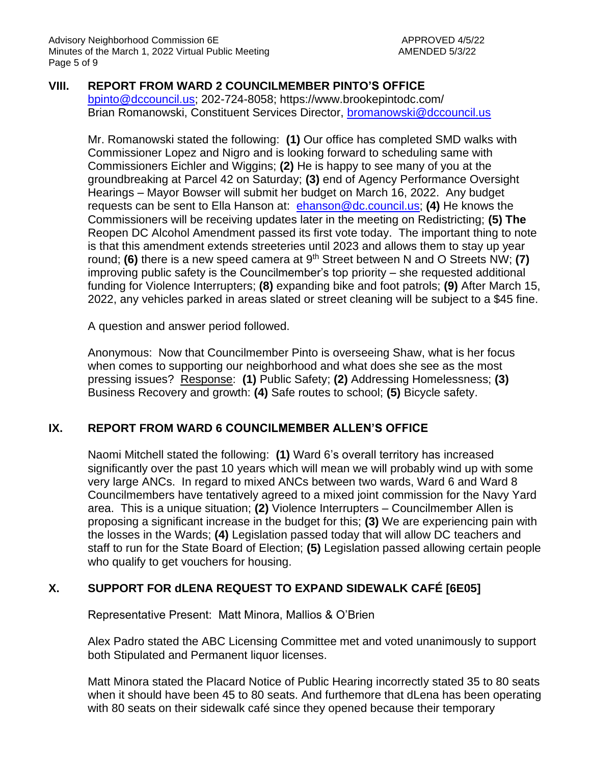## VIII. REPORT FROM WARD 2 COUNCILMEMBER PINTO'S OFFICE

bpinto@dccouncil.us; 202-724-8058; https://www.brookepintodc.com/
Brian Romanowski, Constituent Services Director, bromanowski@dccouncil.us

Mr. Romanowski stated the following: **(1)** Our office has completed SMD walks with Commissioner Lopez and Nigro and is looking forward to scheduling same with Commissioners Eichler and Wiggins; **(2)** He is happy to see many of you at the groundbreaking at Parcel 42 on Saturday; **(3)** end of Agency Performance Oversight Hearings – Mayor Bowser will submit her budget on March 16, 2022. Any budget requests can be sent to Ella Hanson at: ehanson@dc.council.us; **(4)** He knows the Commissioners will be receiving updates later in the meeting on Redistricting; **(5) The** Reopen DC Alcohol Amendment passed its first vote today. The important thing to note is that this amendment extends streeteries until 2023 and allows them to stay up year round; **(6)** there is a new speed camera at 9th Street between N and O Streets NW; **(7)** improving public safety is the Councilmember's top priority – she requested additional funding for Violence Interrupters; **(8)** expanding bike and foot patrols; **(9)** After March 15, 2022, any vehicles parked in areas slated or street cleaning will be subject to a $45 fine.

A question and answer period followed.

Anonymous: Now that Councilmember Pinto is overseeing Shaw, what is her focus when comes to supporting our neighborhood and what does she see as the most pressing issues? Response: **(1)** Public Safety; **(2)** Addressing Homelessness; **(3)** Business Recovery and growth: **(4)** Safe routes to school; **(5)** Bicycle safety.

## IX. REPORT FROM WARD 6 COUNCILMEMBER ALLEN'S OFFICE

Naomi Mitchell stated the following: **(1)** Ward 6's overall territory has increased significantly over the past 10 years which will mean we will probably wind up with some very large ANCs. In regard to mixed ANCs between two wards, Ward 6 and Ward 8 Councilmembers have tentatively agreed to a mixed joint commission for the Navy Yard area. This is a unique situation; **(2)** Violence Interrupters – Councilmember Allen is proposing a significant increase in the budget for this; **(3)** We are experiencing pain with the losses in the Wards; **(4)** Legislation passed today that will allow DC teachers and staff to run for the State Board of Election; **(5)** Legislation passed allowing certain people who qualify to get vouchers for housing.

## X. SUPPORT FOR dLENA REQUEST TO EXPAND SIDEWALK CAFÉ [6E05]

Representative Present: Matt Minora, Mallios & O'Brien

Alex Padro stated the ABC Licensing Committee met and voted unanimously to support both Stipulated and Permanent liquor licenses.

Matt Minora stated the Placard Notice of Public Hearing incorrectly stated 35 to 80 seats when it should have been 45 to 80 seats. And furthermore that dLena has been operating with 80 seats on their sidewalk café since they opened because their temporary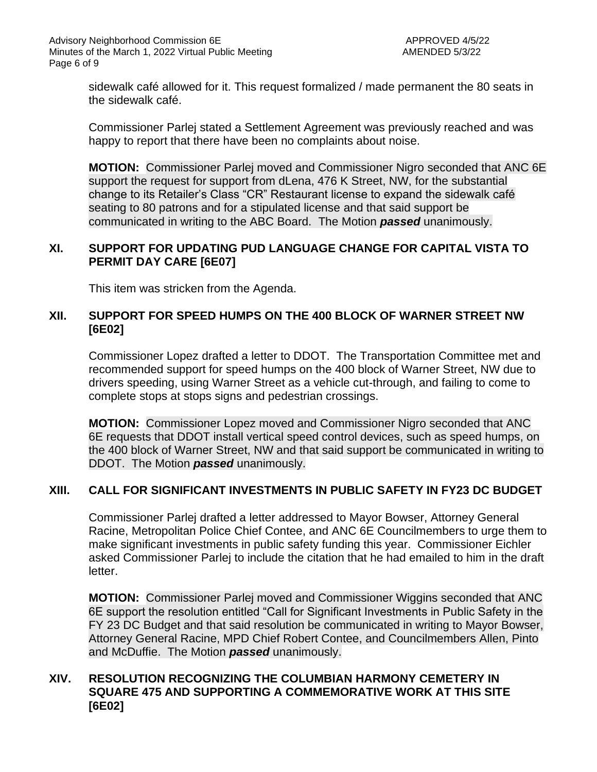sidewalk café allowed for it. This request formalized / made permanent the 80 seats in the sidewalk café.

Commissioner Parlej stated a Settlement Agreement was previously reached and was happy to report that there have been no complaints about noise.

**MOTION:** Commissioner Parlej moved and Commissioner Nigro seconded that ANC 6E support the request for support from dLena, 476 K Street, NW, for the substantial change to its Retailer's Class "CR" Restaurant license to expand the sidewalk café seating to 80 patrons and for a stipulated license and that said support be communicated in writing to the ABC Board. The Motion ***passed*** unanimously.

## XI. SUPPORT FOR UPDATING PUD LANGUAGE CHANGE FOR CAPITAL VISTA TO PERMIT DAY CARE [6E07]

This item was stricken from the Agenda.

## XII. SUPPORT FOR SPEED HUMPS ON THE 400 BLOCK OF WARNER STREET NW [6E02]

Commissioner Lopez drafted a letter to DDOT. The Transportation Committee met and recommended support for speed humps on the 400 block of Warner Street, NW due to drivers speeding, using Warner Street as a vehicle cut-through, and failing to come to complete stops at stops signs and pedestrian crossings.

**MOTION:** Commissioner Lopez moved and Commissioner Nigro seconded that ANC 6E requests that DDOT install vertical speed control devices, such as speed humps, on the 400 block of Warner Street, NW and that said support be communicated in writing to DDOT. The Motion ***passed*** unanimously.

## XIII. CALL FOR SIGNIFICANT INVESTMENTS IN PUBLIC SAFETY IN FY23 DC BUDGET

Commissioner Parlej drafted a letter addressed to Mayor Bowser, Attorney General Racine, Metropolitan Police Chief Contee, and ANC 6E Councilmembers to urge them to make significant investments in public safety funding this year. Commissioner Eichler asked Commissioner Parlej to include the citation that he had emailed to him in the draft letter.

**MOTION:** Commissioner Parlej moved and Commissioner Wiggins seconded that ANC 6E support the resolution entitled "Call for Significant Investments in Public Safety in the FY 23 DC Budget and that said resolution be communicated in writing to Mayor Bowser, Attorney General Racine, MPD Chief Robert Contee, and Councilmembers Allen, Pinto and McDuffie. The Motion ***passed*** unanimously.

## XIV. RESOLUTION RECOGNIZING THE COLUMBIAN HARMONY CEMETERY IN SQUARE 475 AND SUPPORTING A COMMEMORATIVE WORK AT THIS SITE [6E02]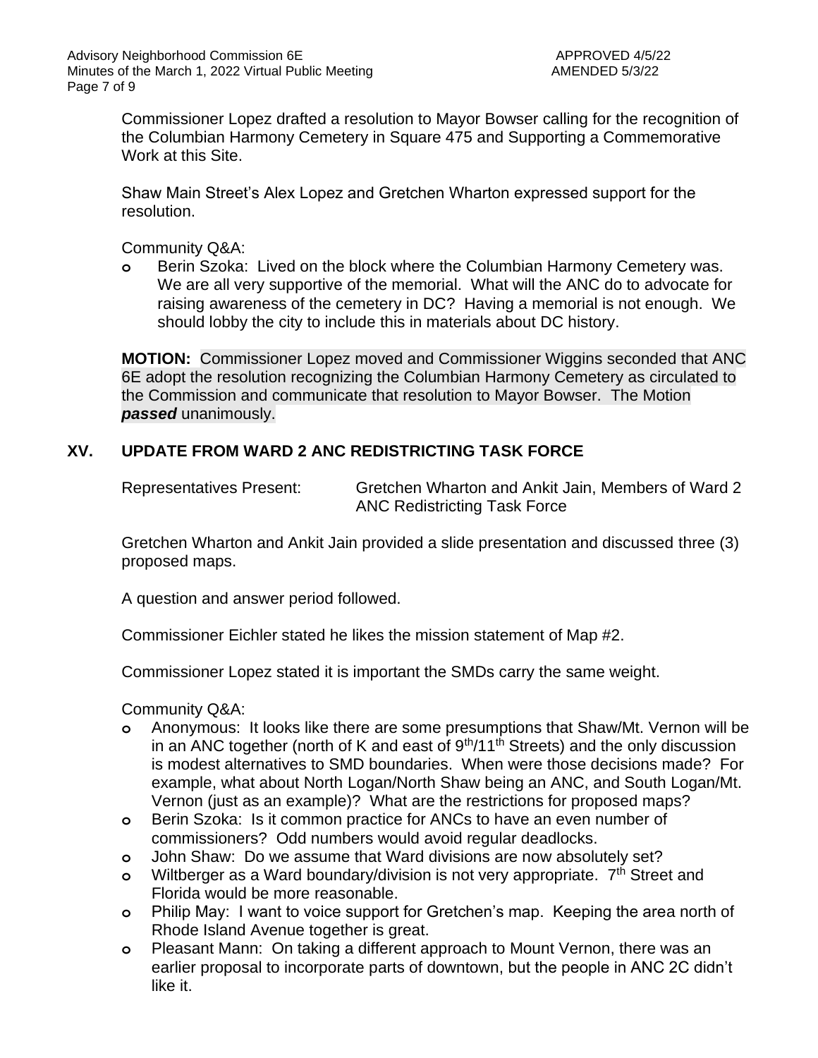Commissioner Lopez drafted a resolution to Mayor Bowser calling for the recognition of the Columbian Harmony Cemetery in Square 475 and Supporting a Commemorative Work at this Site.

Shaw Main Street's Alex Lopez and Gretchen Wharton expressed support for the resolution.

Community Q&A:

- Berin Szoka: Lived on the block where the Columbian Harmony Cemetery was. We are all very supportive of the memorial. What will the ANC do to advocate for raising awareness of the cemetery in DC? Having a memorial is not enough. We should lobby the city to include this in materials about DC history.

**MOTION:** Commissioner Lopez moved and Commissioner Wiggins seconded that ANC 6E adopt the resolution recognizing the Columbian Harmony Cemetery as circulated to the Commission and communicate that resolution to Mayor Bowser. The Motion ***passed*** unanimously.

## XV. UPDATE FROM WARD 2 ANC REDISTRICTING TASK FORCE

Representatives Present: Gretchen Wharton and Ankit Jain, Members of Ward 2 ANC Redistricting Task Force

Gretchen Wharton and Ankit Jain provided a slide presentation and discussed three (3) proposed maps.

A question and answer period followed.

Commissioner Eichler stated he likes the mission statement of Map #2.

Commissioner Lopez stated it is important the SMDs carry the same weight.

Community Q&A:

- Anonymous: It looks like there are some presumptions that Shaw/Mt. Vernon will be in an ANC together (north of K and east of 9th/11th Streets) and the only discussion is modest alternatives to SMD boundaries. When were those decisions made? For example, what about North Logan/North Shaw being an ANC, and South Logan/Mt. Vernon (just as an example)? What are the restrictions for proposed maps?
- Berin Szoka: Is it common practice for ANCs to have an even number of commissioners? Odd numbers would avoid regular deadlocks.
- John Shaw: Do we assume that Ward divisions are now absolutely set?
- Wiltberger as a Ward boundary/division is not very appropriate. 7th Street and Florida would be more reasonable.
- Philip May: I want to voice support for Gretchen's map. Keeping the area north of Rhode Island Avenue together is great.
- Pleasant Mann: On taking a different approach to Mount Vernon, there was an earlier proposal to incorporate parts of downtown, but the people in ANC 2C didn't like it.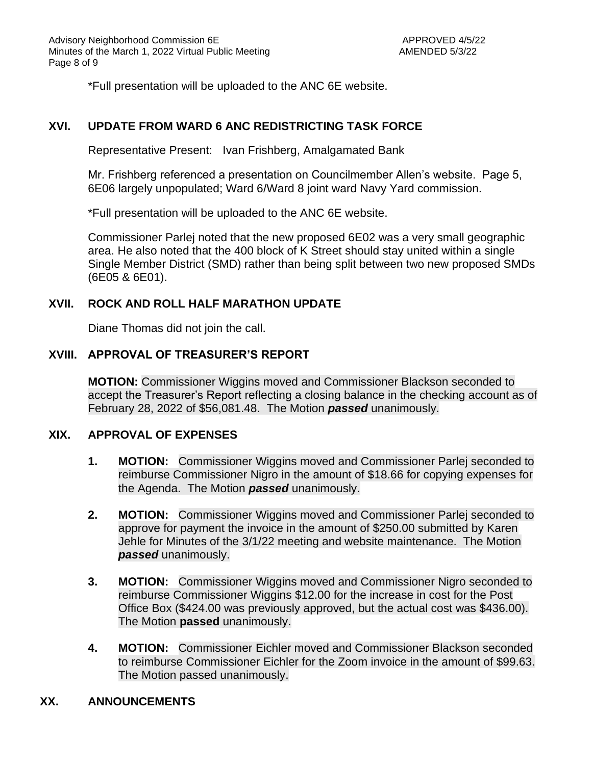*Full presentation will be uploaded to the ANC 6E website.

## XVI. UPDATE FROM WARD 6 ANC REDISTRICTING TASK FORCE

Representative Present: Ivan Frishberg, Amalgamated Bank

Mr. Frishberg referenced a presentation on Councilmember Allen's website. Page 5, 6E06 largely unpopulated; Ward 6/Ward 8 joint ward Navy Yard commission.

*Full presentation will be uploaded to the ANC 6E website.

Commissioner Parlej noted that the new proposed 6E02 was a very small geographic area. He also noted that the 400 block of K Street should stay united within a single Single Member District (SMD) rather than being split between two new proposed SMDs (6E05 & 6E01).

## XVII. ROCK AND ROLL HALF MARATHON UPDATE

Diane Thomas did not join the call.

## XVIII. APPROVAL OF TREASURER'S REPORT

**MOTION:** Commissioner Wiggins moved and Commissioner Blackson seconded to accept the Treasurer's Report reflecting a closing balance in the checking account as of February 28, 2022 of $56,081.48. The Motion ***passed*** unanimously.

## XIX. APPROVAL OF EXPENSES

1. **MOTION:** Commissioner Wiggins moved and Commissioner Parlej seconded to reimburse Commissioner Nigro in the amount of $18.66 for copying expenses for the Agenda. The Motion ***passed*** unanimously.

2. **MOTION:** Commissioner Wiggins moved and Commissioner Parlej seconded to approve for payment the invoice in the amount of $250.00 submitted by Karen Jehle for Minutes of the 3/1/22 meeting and website maintenance. The Motion ***passed*** unanimously.

3. **MOTION:** Commissioner Wiggins moved and Commissioner Nigro seconded to reimburse Commissioner Wiggins $12.00 for the increase in cost for the Post Office Box ($424.00 was previously approved, but the actual cost was $436.00). The Motion **passed** unanimously.

4. **MOTION:** Commissioner Eichler moved and Commissioner Blackson seconded to reimburse Commissioner Eichler for the Zoom invoice in the amount of $99.63. The Motion passed unanimously.

## XX. ANNOUNCEMENTS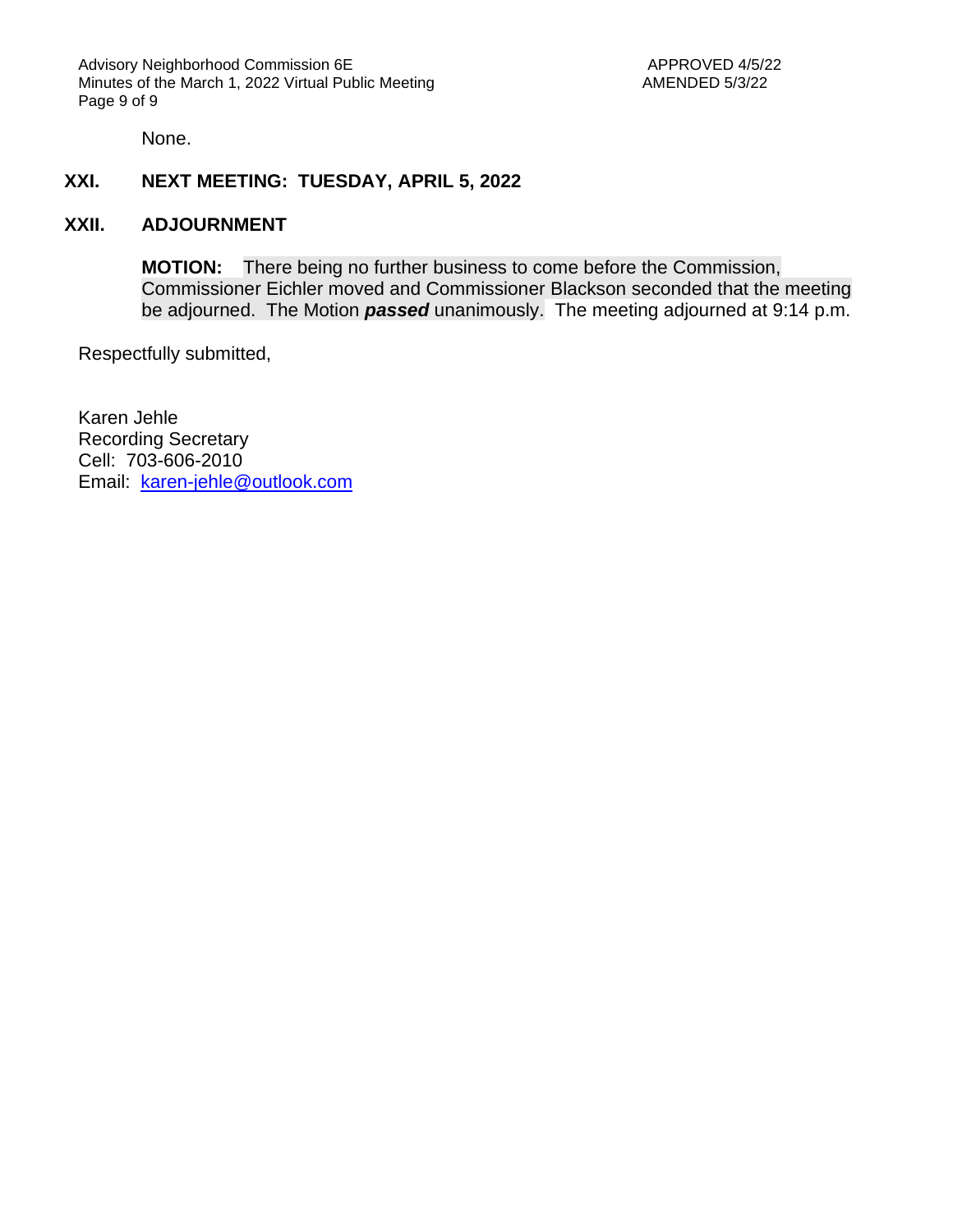None.

## XXI. NEXT MEETING: TUESDAY, APRIL 5, 2022

## XXII. ADJOURNMENT

**MOTION:** There being no further business to come before the Commission, Commissioner Eichler moved and Commissioner Blackson seconded that the meeting be adjourned. The Motion ***passed*** unanimously. The meeting adjourned at 9:14 p.m.

Respectfully submitted,

Karen Jehle
Recording Secretary
Cell: 703-606-2010
Email: karen-jehle@outlook.com